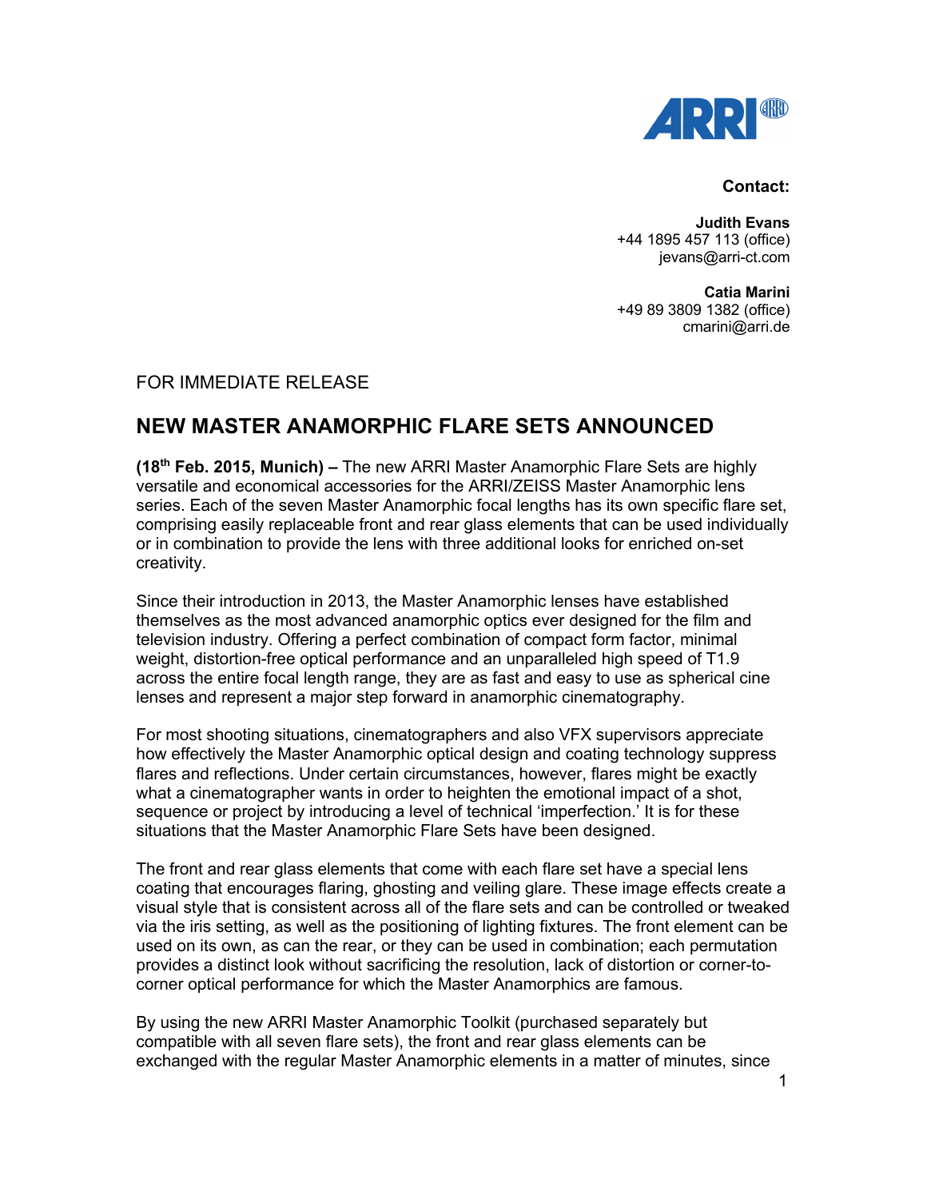**Contact:**

**Judith Evans**
+44 1895 457 113 (office)
jevans@arri-ct.com

**Catia Marini**
+49 89 3809 1382 (office)
cmarini@arri.de

FOR IMMEDIATE RELEASE

## NEW MASTER ANAMORPHIC FLARE SETS ANNOUNCED

**(18th Feb. 2015, Munich) –** The new ARRI Master Anamorphic Flare Sets are highly versatile and economical accessories for the ARRI/ZEISS Master Anamorphic lens series. Each of the seven Master Anamorphic focal lengths has its own specific flare set, comprising easily replaceable front and rear glass elements that can be used individually or in combination to provide the lens with three additional looks for enriched on-set creativity.

Since their introduction in 2013, the Master Anamorphic lenses have established themselves as the most advanced anamorphic optics ever designed for the film and television industry. Offering a perfect combination of compact form factor, minimal weight, distortion-free optical performance and an unparalleled high speed of T1.9 across the entire focal length range, they are as fast and easy to use as spherical cine lenses and represent a major step forward in anamorphic cinematography.

For most shooting situations, cinematographers and also VFX supervisors appreciate how effectively the Master Anamorphic optical design and coating technology suppress flares and reflections. Under certain circumstances, however, flares might be exactly what a cinematographer wants in order to heighten the emotional impact of a shot, sequence or project by introducing a level of technical 'imperfection.' It is for these situations that the Master Anamorphic Flare Sets have been designed.

The front and rear glass elements that come with each flare set have a special lens coating that encourages flaring, ghosting and veiling glare. These image effects create a visual style that is consistent across all of the flare sets and can be controlled or tweaked via the iris setting, as well as the positioning of lighting fixtures. The front element can be used on its own, as can the rear, or they can be used in combination; each permutation provides a distinct look without sacrificing the resolution, lack of distortion or corner-to-corner optical performance for which the Master Anamorphics are famous.

By using the new ARRI Master Anamorphic Toolkit (purchased separately but compatible with all seven flare sets), the front and rear glass elements can be exchanged with the regular Master Anamorphic elements in a matter of minutes, since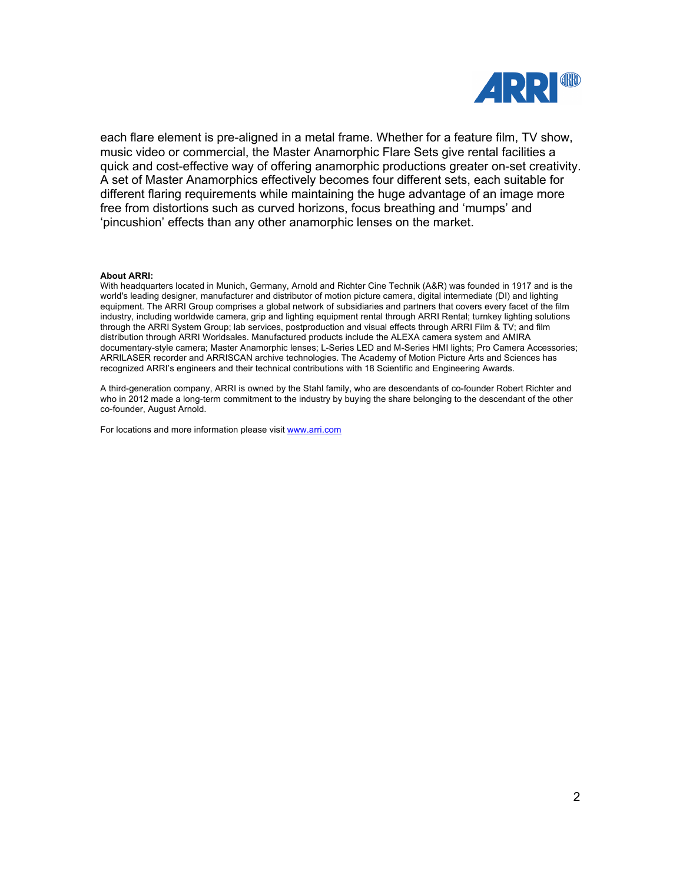each flare element is pre-aligned in a metal frame. Whether for a feature film, TV show, music video or commercial, the Master Anamorphic Flare Sets give rental facilities a quick and cost-effective way of offering anamorphic productions greater on-set creativity. A set of Master Anamorphics effectively becomes four different sets, each suitable for different flaring requirements while maintaining the huge advantage of an image more free from distortions such as curved horizons, focus breathing and 'mumps' and 'pincushion' effects than any other anamorphic lenses on the market.

**About ARRI:**
With headquarters located in Munich, Germany, Arnold and Richter Cine Technik (A&R) was founded in 1917 and is the world's leading designer, manufacturer and distributor of motion picture camera, digital intermediate (DI) and lighting equipment. The ARRI Group comprises a global network of subsidiaries and partners that covers every facet of the film industry, including worldwide camera, grip and lighting equipment rental through ARRI Rental; turnkey lighting solutions through the ARRI System Group; lab services, postproduction and visual effects through ARRI Film & TV; and film distribution through ARRI Worldsales. Manufactured products include the ALEXA camera system and AMIRA documentary-style camera; Master Anamorphic lenses; L-Series LED and M-Series HMI lights; Pro Camera Accessories; ARRILASER recorder and ARRISCAN archive technologies. The Academy of Motion Picture Arts and Sciences has recognized ARRI's engineers and their technical contributions with 18 Scientific and Engineering Awards.

A third-generation company, ARRI is owned by the Stahl family, who are descendants of co-founder Robert Richter and who in 2012 made a long-term commitment to the industry by buying the share belonging to the descendant of the other co-founder, August Arnold.

For locations and more information please visit [www.arri.com](http://www.arri.com)